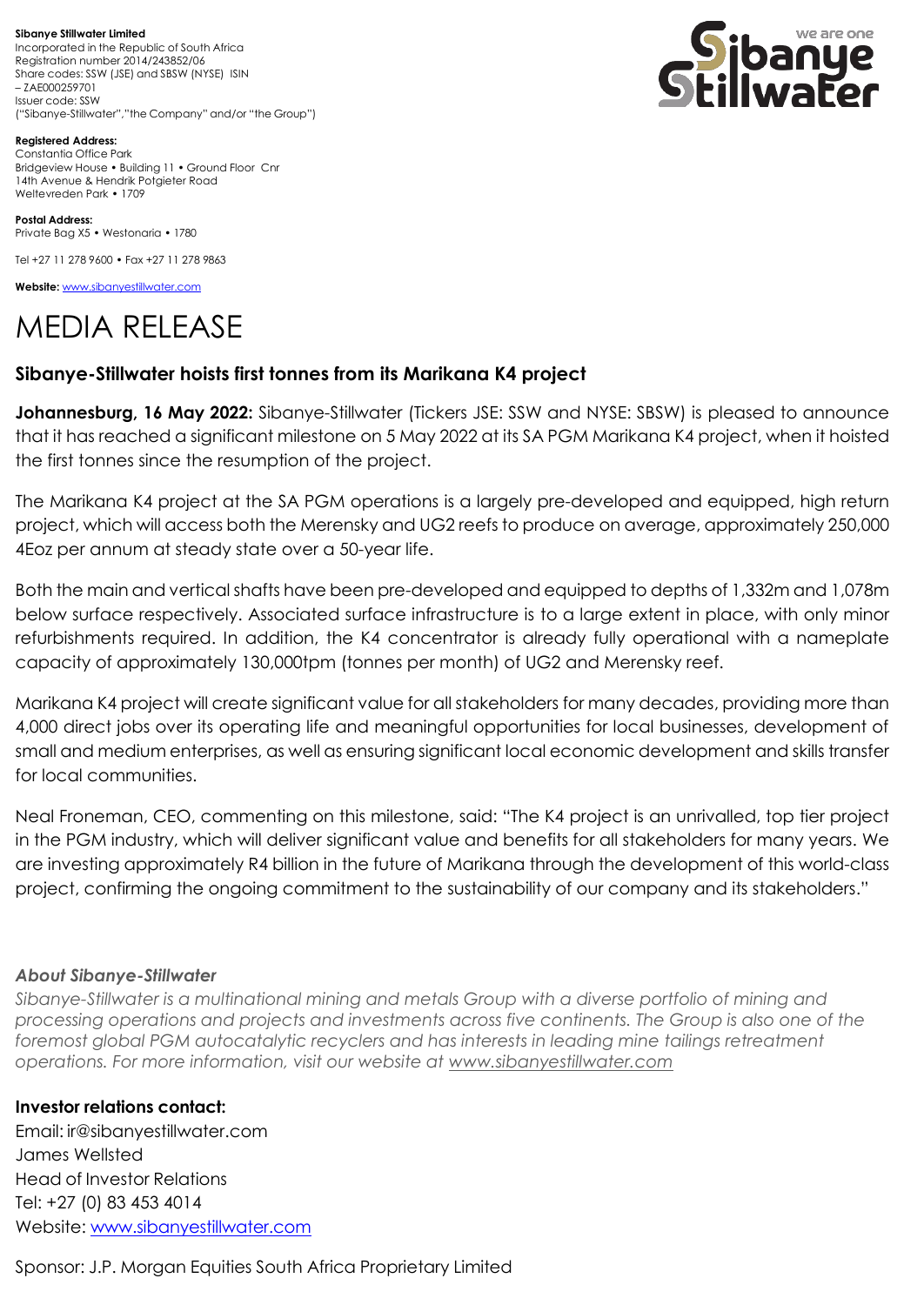**Sibanye Stillwater Limited**
Incorporated in the Republic of South Africa
Registration number 2014/243852/06
Share codes: SSW (JSE) and SBSW (NYSE) ISIN – ZAE000259701
Issuer code: SSW
("Sibanye-Stillwater","the Company" and/or "the Group")

**Registered Address:**
Constantia Office Park
Bridgeview House • Building 11 • Ground Floor Cnr
14th Avenue & Hendrik Potgieter Road
Weltevreden Park • 1709

**Postal Address:**
Private Bag X5 • Westonaria • 1780

Tel +27 11 278 9600 • Fax +27 11 278 9863

**Website:** www.sibanyestillwater.com

# MEDIA RELEASE

## Sibanye-Stillwater hoists first tonnes from its Marikana K4 project

**Johannesburg, 16 May 2022:** Sibanye-Stillwater (Tickers JSE: SSW and NYSE: SBSW) is pleased to announce that it has reached a significant milestone on 5 May 2022 at its SA PGM Marikana K4 project, when it hoisted the first tonnes since the resumption of the project.

The Marikana K4 project at the SA PGM operations is a largely pre-developed and equipped, high return project, which will access both the Merensky and UG2 reefs to produce on average, approximately 250,000 4Eoz per annum at steady state over a 50-year life.

Both the main and vertical shafts have been pre-developed and equipped to depths of 1,332m and 1,078m below surface respectively. Associated surface infrastructure is to a large extent in place, with only minor refurbishments required. In addition, the K4 concentrator is already fully operational with a nameplate capacity of approximately 130,000tpm (tonnes per month) of UG2 and Merensky reef.

Marikana K4 project will create significant value for all stakeholders for many decades, providing more than 4,000 direct jobs over its operating life and meaningful opportunities for local businesses, development of small and medium enterprises, as well as ensuring significant local economic development and skills transfer for local communities.

Neal Froneman, CEO, commenting on this milestone, said: "The K4 project is an unrivalled, top tier project in the PGM industry, which will deliver significant value and benefits for all stakeholders for many years. We are investing approximately R4 billion in the future of Marikana through the development of this world-class project, confirming the ongoing commitment to the sustainability of our company and its stakeholders."

***About Sibanye-Stillwater***

*Sibanye-Stillwater is a multinational mining and metals Group with a diverse portfolio of mining and processing operations and projects and investments across five continents. The Group is also one of the foremost global PGM autocatalytic recyclers and has interests in leading mine tailings retreatment operations. For more information, visit our website at www.sibanyestillwater.com*

**Investor relations contact:**

Email: ir@sibanyestillwater.com
James Wellsted
Head of Investor Relations
Tel: +27 (0) 83 453 4014
Website: www.sibanyestillwater.com

Sponsor: J.P. Morgan Equities South Africa Proprietary Limited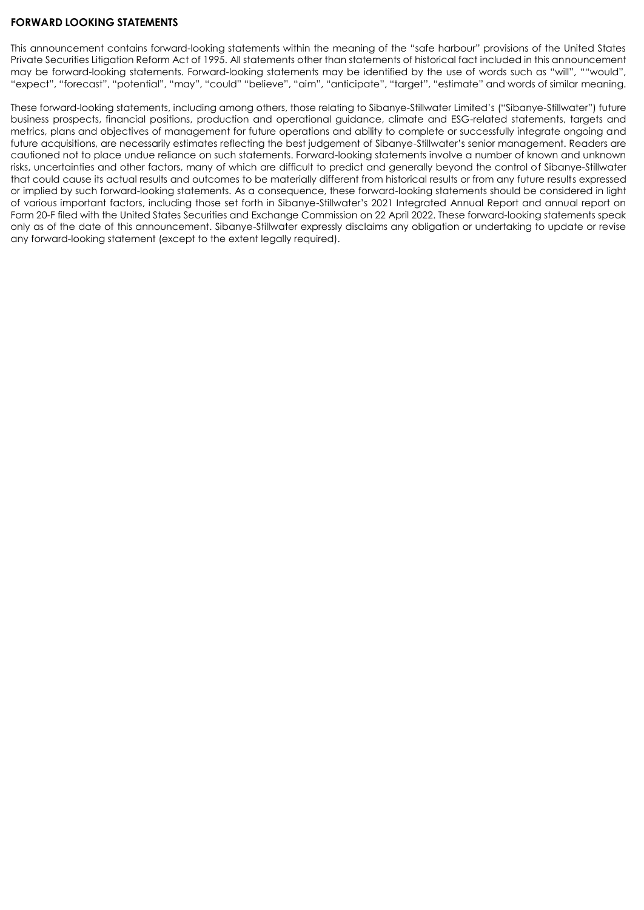**FORWARD LOOKING STATEMENTS**

This announcement contains forward-looking statements within the meaning of the "safe harbour" provisions of the United States Private Securities Litigation Reform Act of 1995. All statements other than statements of historical fact included in this announcement may be forward-looking statements. Forward-looking statements may be identified by the use of words such as "will", ""would", "expect", "forecast", "potential", "may", "could" "believe", "aim", "anticipate", "target", "estimate" and words of similar meaning.

These forward-looking statements, including among others, those relating to Sibanye-Stillwater Limited's ("Sibanye-Stillwater") future business prospects, financial positions, production and operational guidance, climate and ESG-related statements, targets and metrics, plans and objectives of management for future operations and ability to complete or successfully integrate ongoing and future acquisitions, are necessarily estimates reflecting the best judgement of Sibanye-Stillwater's senior management. Readers are cautioned not to place undue reliance on such statements. Forward-looking statements involve a number of known and unknown risks, uncertainties and other factors, many of which are difficult to predict and generally beyond the control of Sibanye-Stillwater that could cause its actual results and outcomes to be materially different from historical results or from any future results expressed or implied by such forward-looking statements. As a consequence, these forward-looking statements should be considered in light of various important factors, including those set forth in Sibanye-Stillwater's 2021 Integrated Annual Report and annual report on Form 20-F filed with the United States Securities and Exchange Commission on 22 April 2022. These forward-looking statements speak only as of the date of this announcement. Sibanye-Stillwater expressly disclaims any obligation or undertaking to update or revise any forward-looking statement (except to the extent legally required).